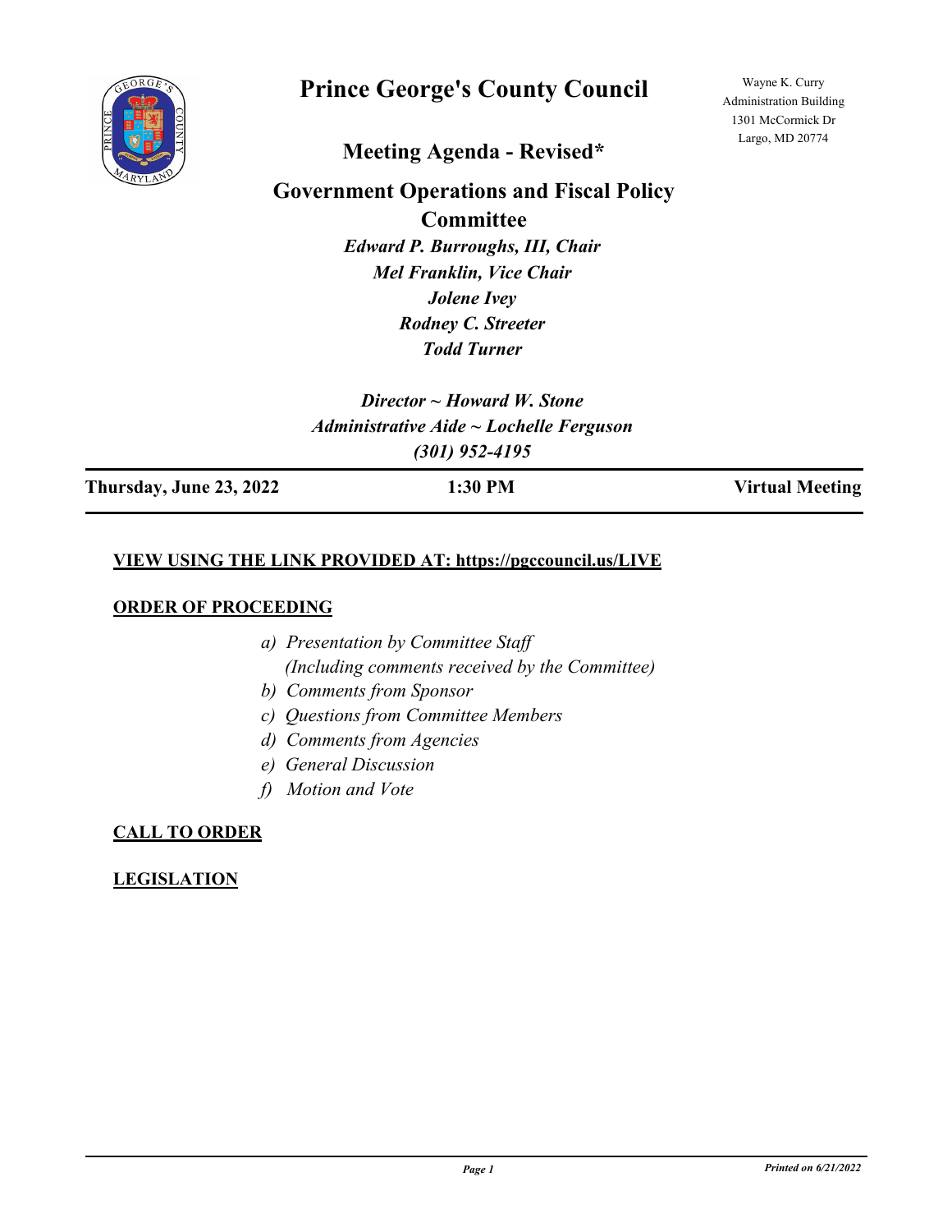# Prince George's County Council

Wayne K. Curry
Administration Building
1301 McCormick Dr
Largo, MD 20774

## Meeting Agenda - Revised*

## Government Operations and Fiscal Policy Committee

*Edward P. Burroughs, III, Chair*
*Mel Franklin, Vice Chair*
*Jolene Ivey*
*Rodney C. Streeter*
*Todd Turner*

*Director ~ Howard W. Stone*
*Administrative Aide ~ Lochelle Ferguson*
*(301) 952-4195*

**Thursday, June 23, 2022** **1:30 PM** **Virtual Meeting**

**VIEW USING THE LINK PROVIDED AT: https://pgccouncil.us/LIVE**

**ORDER OF PROCEEDING**

a) *Presentation by Committee Staff*
   *(Including comments received by the Committee)*
b) *Comments from Sponsor*
c) *Questions from Committee Members*
d) *Comments from Agencies*
e) *General Discussion*
f) *Motion and Vote*

**CALL TO ORDER**

**LEGISLATION**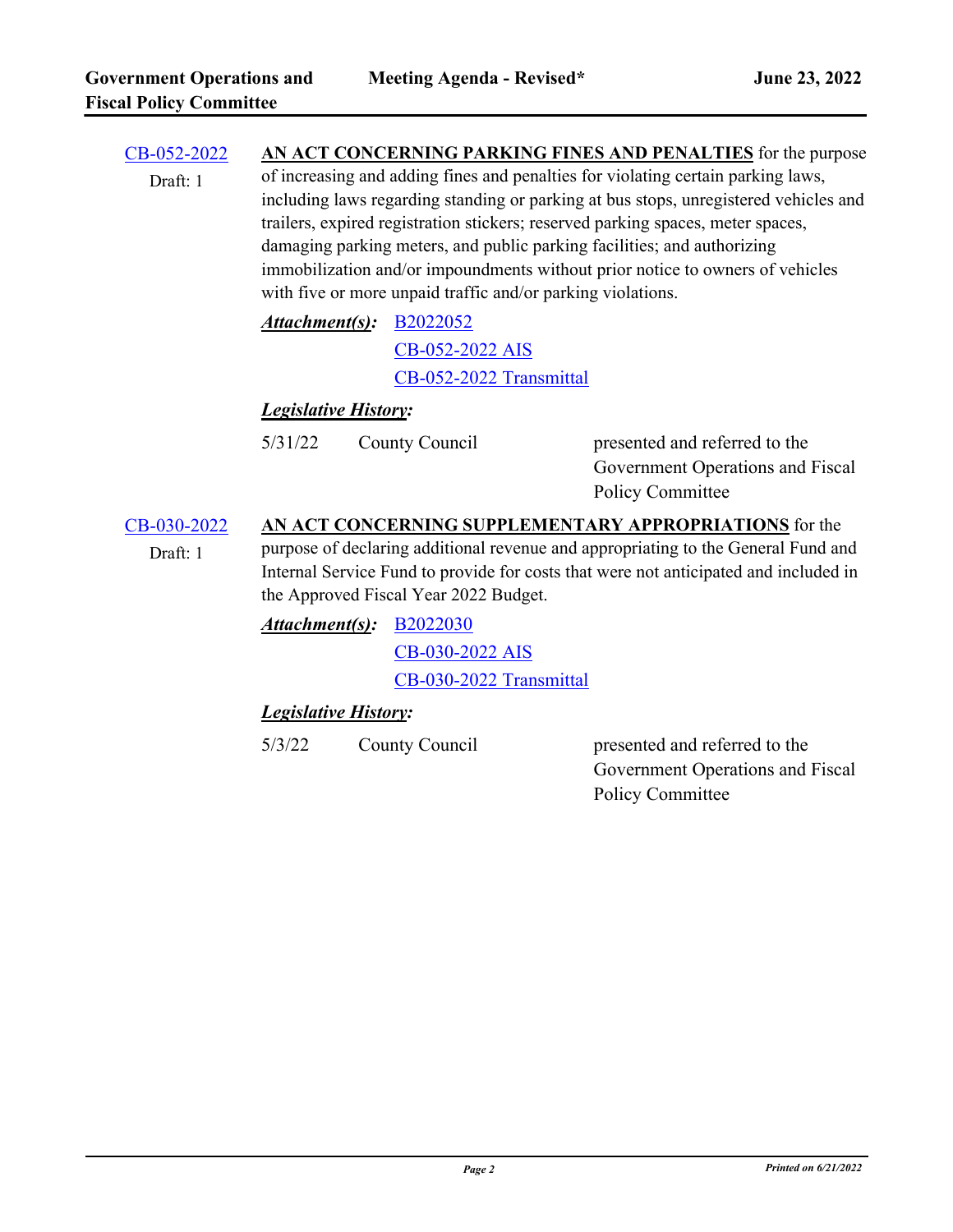**CB-052-2022**
Draft: 1

**AN ACT CONCERNING PARKING FINES AND PENALTIES** for the purpose of increasing and adding fines and penalties for violating certain parking laws, including laws regarding standing or parking at bus stops, unregistered vehicles and trailers, expired registration stickers; reserved parking spaces, meter spaces, damaging parking meters, and public parking facilities; and authorizing immobilization and/or impoundments without prior notice to owners of vehicles with five or more unpaid traffic and/or parking violations.

***Attachment(s):***
- B2022052
- CB-052-2022 AIS
- CB-052-2022 Transmittal

***Legislative History:***

| | | |
|---|---|---|
| 5/31/22 | County Council | presented and referred to the Government Operations and Fiscal Policy Committee |

**CB-030-2022**
Draft: 1

**AN ACT CONCERNING SUPPLEMENTARY APPROPRIATIONS** for the purpose of declaring additional revenue and appropriating to the General Fund and Internal Service Fund to provide for costs that were not anticipated and included in the Approved Fiscal Year 2022 Budget.

***Attachment(s):***
- B2022030
- CB-030-2022 AIS
- CB-030-2022 Transmittal

***Legislative History:***

| | | |
|---|---|---|
| 5/3/22 | County Council | presented and referred to the Government Operations and Fiscal Policy Committee |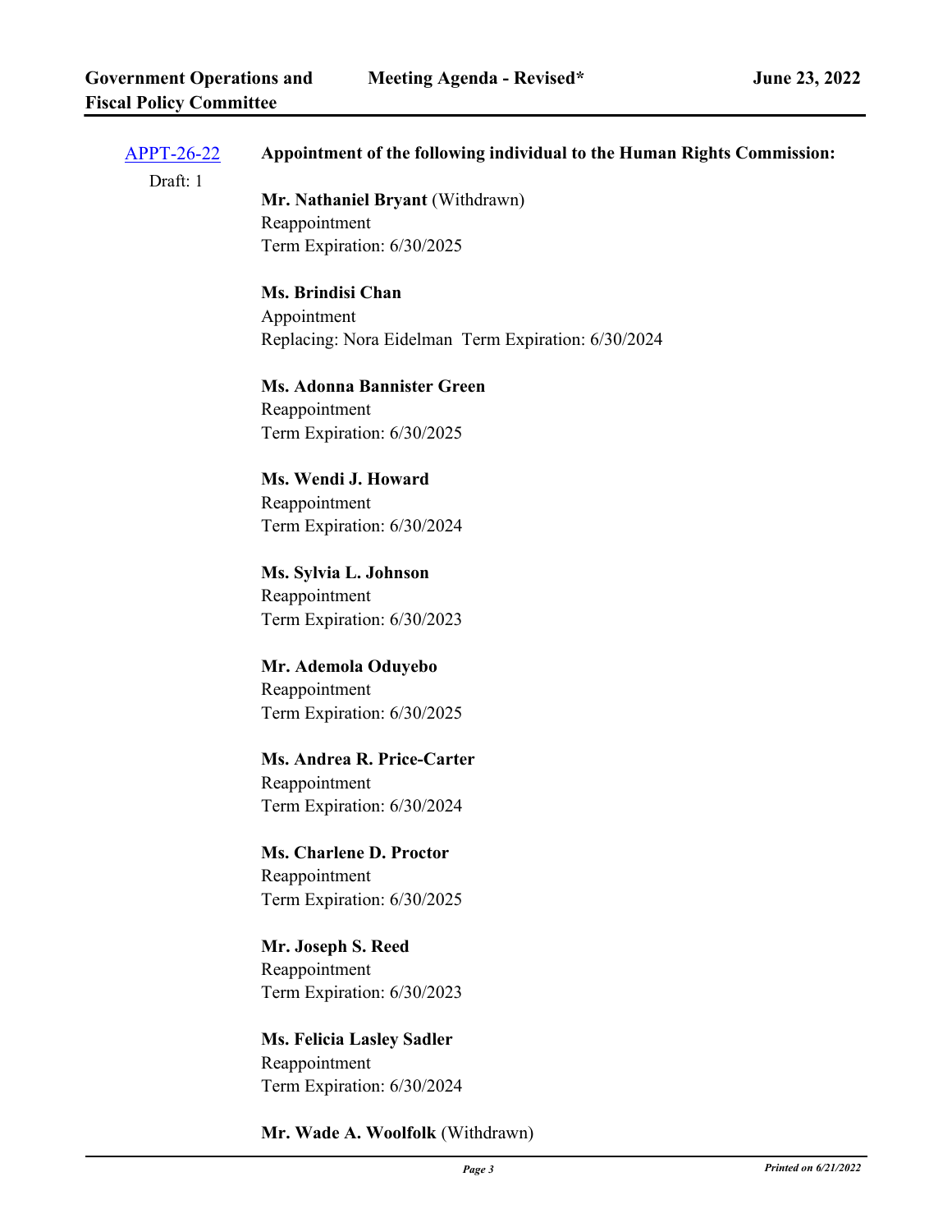[APPT-26-22](APPT-26-22)

Draft: 1

**Appointment of the following individual to the Human Rights Commission:**

**Mr. Nathaniel Bryant** (Withdrawn)
Reappointment
Term Expiration: 6/30/2025

**Ms. Brindisi Chan**
Appointment
Replacing: Nora Eidelman  Term Expiration: 6/30/2024

**Ms. Adonna Bannister Green**
Reappointment
Term Expiration: 6/30/2025

**Ms. Wendi J. Howard**
Reappointment
Term Expiration: 6/30/2024

**Ms. Sylvia L. Johnson**
Reappointment
Term Expiration: 6/30/2023

**Mr. Ademola Oduyebo**
Reappointment
Term Expiration: 6/30/2025

**Ms. Andrea R. Price-Carter**
Reappointment
Term Expiration: 6/30/2024

**Ms. Charlene D. Proctor**
Reappointment
Term Expiration: 6/30/2025

**Mr. Joseph S. Reed**
Reappointment
Term Expiration: 6/30/2023

**Ms. Felicia Lasley Sadler**
Reappointment
Term Expiration: 6/30/2024

**Mr. Wade A. Woolfolk** (Withdrawn)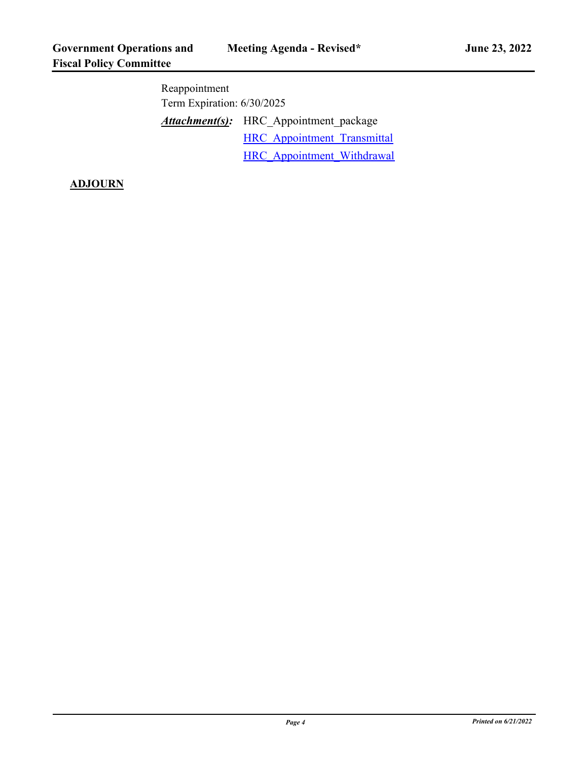Reappointment
Term Expiration: 6/30/2025

***Attachment(s):*** HRC_Appointment_package
HRC_Appointment_Transmittal
HRC_Appointment_Withdrawal

**ADJOURN**